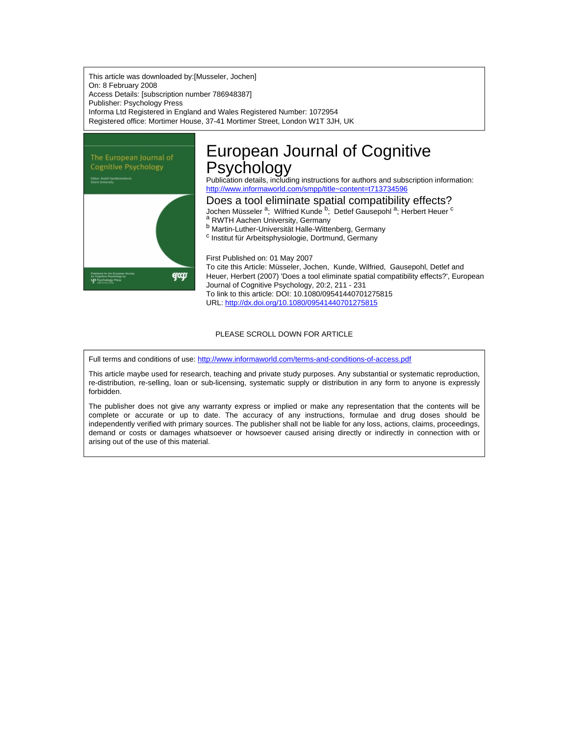This article was downloaded by:[Musseler, Jochen]
On: 8 February 2008
Access Details: [subscription number 786948387]
Publisher: Psychology Press
Informa Ltd Registered in England and Wales Registered Number: 1072954
Registered office: Mortimer House, 37-41 Mortimer Street, London W1T 3JH, UK

# European Journal of Cognitive Psychology

Publication details, including instructions for authors and subscription information:
http://www.informaworld.com/smpp/title~content=t713734596

## Does a tool eliminate spatial compatibility effects?

Jochen Müsseler [a]; Wilfried Kunde [b]; Detlef Gausepohl [a]; Herbert Heuer [c]

[a] RWTH Aachen University, Germany
[b] Martin-Luther-Universität Halle-Wittenberg, Germany
[c] Institut für Arbeitsphysiologie, Dortmund, Germany

First Published on: 01 May 2007
To cite this Article: Müsseler, Jochen, Kunde, Wilfried, Gausepohl, Detlef and Heuer, Herbert (2007) 'Does a tool eliminate spatial compatibility effects?', European Journal of Cognitive Psychology, 20:2, 211 - 231
To link to this article: DOI: 10.1080/09541440701275815
URL: http://dx.doi.org/10.1080/09541440701275815

PLEASE SCROLL DOWN FOR ARTICLE

Full terms and conditions of use: http://www.informaworld.com/terms-and-conditions-of-access.pdf

This article maybe used for research, teaching and private study purposes. Any substantial or systematic reproduction, re-distribution, re-selling, loan or sub-licensing, systematic supply or distribution in any form to anyone is expressly forbidden.

The publisher does not give any warranty express or implied or make any representation that the contents will be complete or accurate or up to date. The accuracy of any instructions, formulae and drug doses should be independently verified with primary sources. The publisher shall not be liable for any loss, actions, claims, proceedings, demand or costs or damages whatsoever or howsoever caused arising directly or indirectly in connection with or arising out of the use of this material.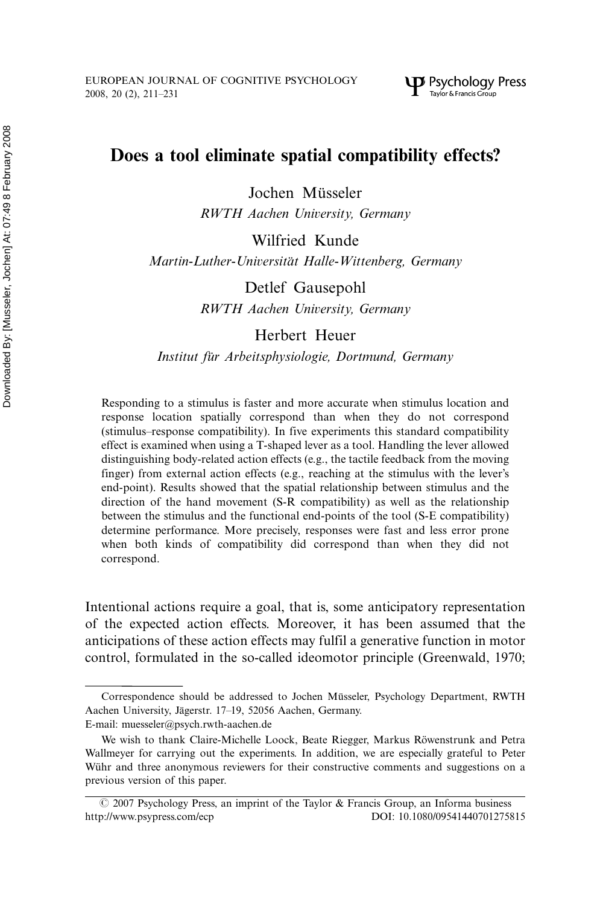# Does a tool eliminate spatial compatibility effects?

Jochen Müsseler
*RWTH Aachen University, Germany*

Wilfried Kunde
*Martin-Luther-Universität Halle-Wittenberg, Germany*

Detlef Gausepohl
*RWTH Aachen University, Germany*

Herbert Heuer
*Institut für Arbeitsphysiologie, Dortmund, Germany*

Responding to a stimulus is faster and more accurate when stimulus location and response location spatially correspond than when they do not correspond (stimulus–response compatibility). In five experiments this standard compatibility effect is examined when using a T-shaped lever as a tool. Handling the lever allowed distinguishing body-related action effects (e.g., the tactile feedback from the moving finger) from external action effects (e.g., reaching at the stimulus with the lever's end-point). Results showed that the spatial relationship between stimulus and the direction of the hand movement (S-R compatibility) as well as the relationship between the stimulus and the functional end-points of the tool (S-E compatibility) determine performance. More precisely, responses were fast and less error prone when both kinds of compatibility did correspond than when they did not correspond.

Intentional actions require a goal, that is, some anticipatory representation of the expected action effects. Moreover, it has been assumed that the anticipations of these action effects may fulfil a generative function in motor control, formulated in the so-called ideomotor principle (Greenwald, 1970;

---

Correspondence should be addressed to Jochen Müsseler, Psychology Department, RWTH Aachen University, Jägerstr. 17–19, 52056 Aachen, Germany.
E-mail: muesseler@psych.rwth-aachen.de

We wish to thank Claire-Michelle Loock, Beate Riegger, Markus Röwenstrunk and Petra Wallmeyer for carrying out the experiments. In addition, we are especially grateful to Peter Wühr and three anonymous reviewers for their constructive comments and suggestions on a previous version of this paper.

© 2007 Psychology Press, an imprint of the Taylor & Francis Group, an Informa business
http://www.psypress.com/ecp DOI: 10.1080/09541440701275815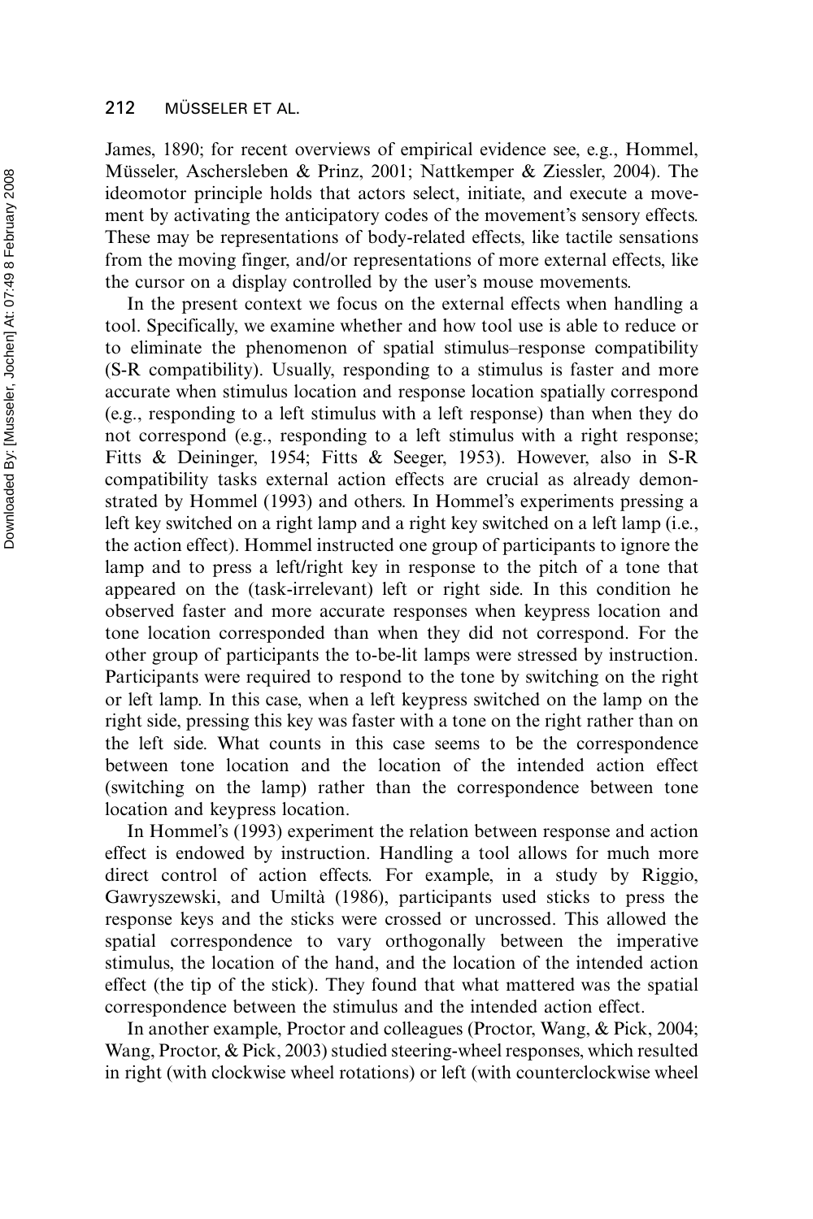James, 1890; for recent overviews of empirical evidence see, e.g., Hommel, Müsseler, Aschersleben & Prinz, 2001; Nattkemper & Ziessler, 2004). The ideomotor principle holds that actors select, initiate, and execute a movement by activating the anticipatory codes of the movement's sensory effects. These may be representations of body-related effects, like tactile sensations from the moving finger, and/or representations of more external effects, like the cursor on a display controlled by the user's mouse movements.

In the present context we focus on the external effects when handling a tool. Specifically, we examine whether and how tool use is able to reduce or to eliminate the phenomenon of spatial stimulus–response compatibility (S-R compatibility). Usually, responding to a stimulus is faster and more accurate when stimulus location and response location spatially correspond (e.g., responding to a left stimulus with a left response) than when they do not correspond (e.g., responding to a left stimulus with a right response; Fitts & Deininger, 1954; Fitts & Seeger, 1953). However, also in S-R compatibility tasks external action effects are crucial as already demonstrated by Hommel (1993) and others. In Hommel's experiments pressing a left key switched on a right lamp and a right key switched on a left lamp (i.e., the action effect). Hommel instructed one group of participants to ignore the lamp and to press a left/right key in response to the pitch of a tone that appeared on the (task-irrelevant) left or right side. In this condition he observed faster and more accurate responses when keypress location and tone location corresponded than when they did not correspond. For the other group of participants the to-be-lit lamps were stressed by instruction. Participants were required to respond to the tone by switching on the right or left lamp. In this case, when a left keypress switched on the lamp on the right side, pressing this key was faster with a tone on the right rather than on the left side. What counts in this case seems to be the correspondence between tone location and the location of the intended action effect (switching on the lamp) rather than the correspondence between tone location and keypress location.

In Hommel's (1993) experiment the relation between response and action effect is endowed by instruction. Handling a tool allows for much more direct control of action effects. For example, in a study by Riggio, Gawryszewski, and Umiltà (1986), participants used sticks to press the response keys and the sticks were crossed or uncrossed. This allowed the spatial correspondence to vary orthogonally between the imperative stimulus, the location of the hand, and the location of the intended action effect (the tip of the stick). They found that what mattered was the spatial correspondence between the stimulus and the intended action effect.

In another example, Proctor and colleagues (Proctor, Wang, & Pick, 2004; Wang, Proctor, & Pick, 2003) studied steering-wheel responses, which resulted in right (with clockwise wheel rotations) or left (with counterclockwise wheel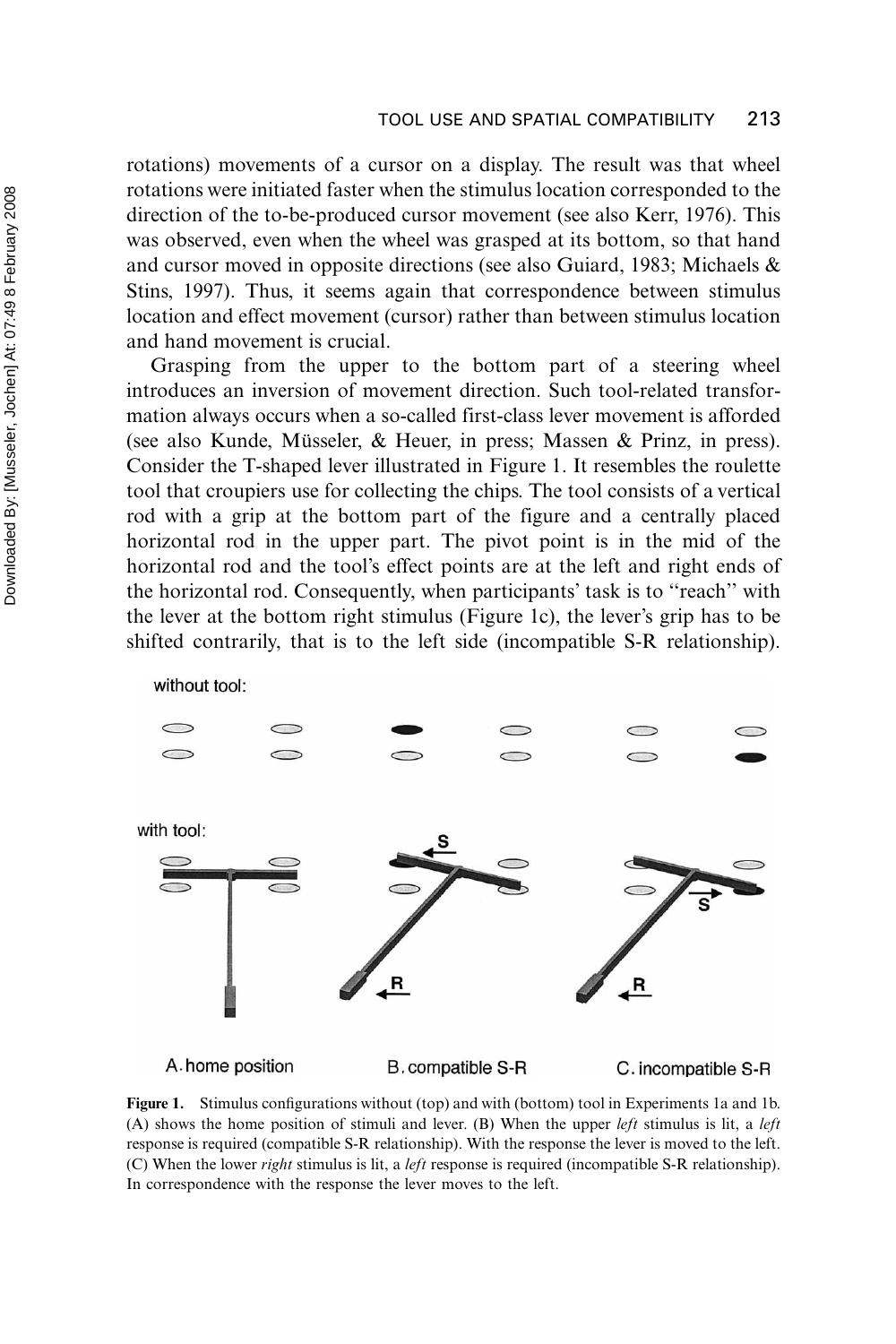rotations) movements of a cursor on a display. The result was that wheel rotations were initiated faster when the stimulus location corresponded to the direction of the to-be-produced cursor movement (see also Kerr, 1976). This was observed, even when the wheel was grasped at its bottom, so that hand and cursor moved in opposite directions (see also Guiard, 1983; Michaels & Stins, 1997). Thus, it seems again that correspondence between stimulus location and effect movement (cursor) rather than between stimulus location and hand movement is crucial.

Grasping from the upper to the bottom part of a steering wheel introduces an inversion of movement direction. Such tool-related transformation always occurs when a so-called first-class lever movement is afforded (see also Kunde, Müsseler, & Heuer, in press; Massen & Prinz, in press). Consider the T-shaped lever illustrated in Figure 1. It resembles the roulette tool that croupiers use for collecting the chips. The tool consists of a vertical rod with a grip at the bottom part of the figure and a centrally placed horizontal rod in the upper part. The pivot point is in the mid of the horizontal rod and the tool's effect points are at the left and right ends of the horizontal rod. Consequently, when participants' task is to "reach" with the lever at the bottom right stimulus (Figure 1c), the lever's grip has to be shifted contrarily, that is to the left side (incompatible S-R relationship).

**Figure 1.** Stimulus configurations without (top) and with (bottom) tool in Experiments 1a and 1b. (A) shows the home position of stimuli and lever. (B) When the upper *left* stimulus is lit, a *left* response is required (compatible S-R relationship). With the response the lever is moved to the left. (C) When the lower *right* stimulus is lit, a *left* response is required (incompatible S-R relationship). In correspondence with the response the lever moves to the left.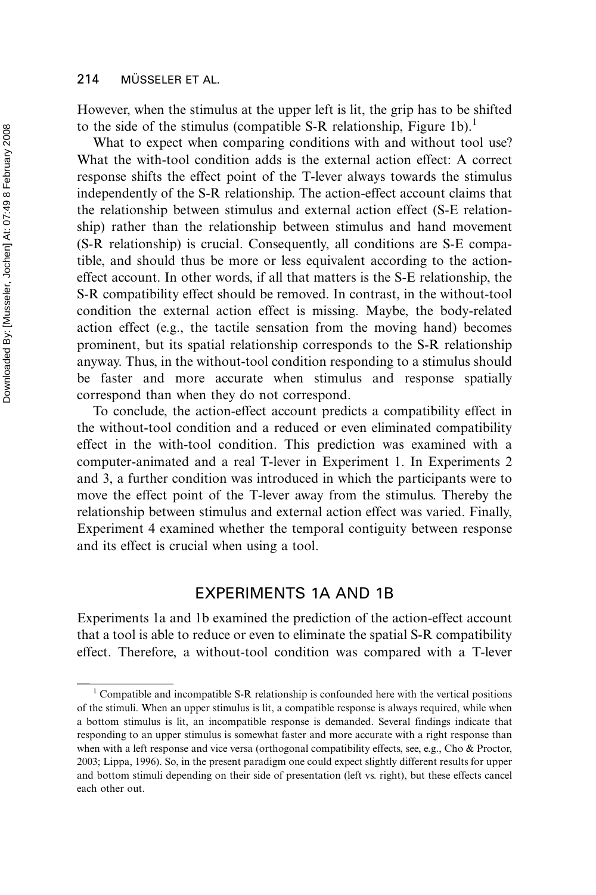However, when the stimulus at the upper left is lit, the grip has to be shifted to the side of the stimulus (compatible S-R relationship, Figure 1b).[1]

What to expect when comparing conditions with and without tool use? What the with-tool condition adds is the external action effect: A correct response shifts the effect point of the T-lever always towards the stimulus independently of the S-R relationship. The action-effect account claims that the relationship between stimulus and external action effect (S-E relationship) rather than the relationship between stimulus and hand movement (S-R relationship) is crucial. Consequently, all conditions are S-E compatible, and should thus be more or less equivalent according to the action-effect account. In other words, if all that matters is the S-E relationship, the S-R compatibility effect should be removed. In contrast, in the without-tool condition the external action effect is missing. Maybe, the body-related action effect (e.g., the tactile sensation from the moving hand) becomes prominent, but its spatial relationship corresponds to the S-R relationship anyway. Thus, in the without-tool condition responding to a stimulus should be faster and more accurate when stimulus and response spatially correspond than when they do not correspond.

To conclude, the action-effect account predicts a compatibility effect in the without-tool condition and a reduced or even eliminated compatibility effect in the with-tool condition. This prediction was examined with a computer-animated and a real T-lever in Experiment 1. In Experiments 2 and 3, a further condition was introduced in which the participants were to move the effect point of the T-lever away from the stimulus. Thereby the relationship between stimulus and external action effect was varied. Finally, Experiment 4 examined whether the temporal contiguity between response and its effect is crucial when using a tool.

## EXPERIMENTS 1A AND 1B

Experiments 1a and 1b examined the prediction of the action-effect account that a tool is able to reduce or even to eliminate the spatial S-R compatibility effect. Therefore, a without-tool condition was compared with a T-lever

[1] Compatible and incompatible S-R relationship is confounded here with the vertical positions of the stimuli. When an upper stimulus is lit, a compatible response is always required, while when a bottom stimulus is lit, an incompatible response is demanded. Several findings indicate that responding to an upper stimulus is somewhat faster and more accurate with a right response than when with a left response and vice versa (orthogonal compatibility effects, see, e.g., Cho & Proctor, 2003; Lippa, 1996). So, in the present paradigm one could expect slightly different results for upper and bottom stimuli depending on their side of presentation (left vs. right), but these effects cancel each other out.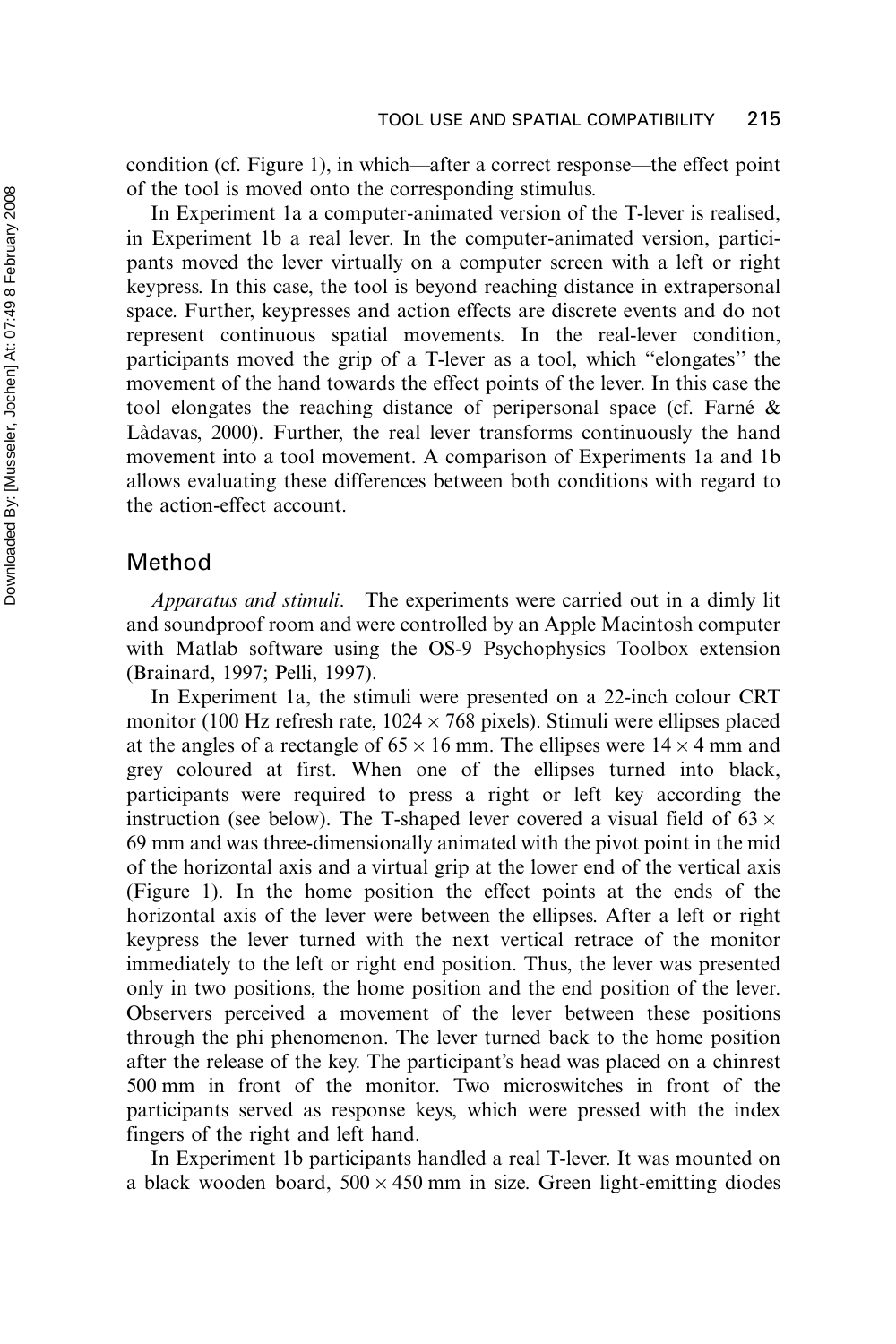condition (cf. Figure 1), in which—after a correct response—the effect point of the tool is moved onto the corresponding stimulus.

In Experiment 1a a computer-animated version of the T-lever is realised, in Experiment 1b a real lever. In the computer-animated version, participants moved the lever virtually on a computer screen with a left or right keypress. In this case, the tool is beyond reaching distance in extrapersonal space. Further, keypresses and action effects are discrete events and do not represent continuous spatial movements. In the real-lever condition, participants moved the grip of a T-lever as a tool, which "elongates" the movement of the hand towards the effect points of the lever. In this case the tool elongates the reaching distance of peripersonal space (cf. Farné & Làdavas, 2000). Further, the real lever transforms continuously the hand movement into a tool movement. A comparison of Experiments 1a and 1b allows evaluating these differences between both conditions with regard to the action-effect account.

## Method

*Apparatus and stimuli*. The experiments were carried out in a dimly lit and soundproof room and were controlled by an Apple Macintosh computer with Matlab software using the OS-9 Psychophysics Toolbox extension (Brainard, 1997; Pelli, 1997).

In Experiment 1a, the stimuli were presented on a 22-inch colour CRT monitor (100 Hz refresh rate, $1024 \times 768$ pixels). Stimuli were ellipses placed at the angles of a rectangle of $65 \times 16$ mm. The ellipses were $14 \times 4$ mm and grey coloured at first. When one of the ellipses turned into black, participants were required to press a right or left key according the instruction (see below). The T-shaped lever covered a visual field of $63 \times 69$ mm and was three-dimensionally animated with the pivot point in the mid of the horizontal axis and a virtual grip at the lower end of the vertical axis (Figure 1). In the home position the effect points at the ends of the horizontal axis of the lever were between the ellipses. After a left or right keypress the lever turned with the next vertical retrace of the monitor immediately to the left or right end position. Thus, the lever was presented only in two positions, the home position and the end position of the lever. Observers perceived a movement of the lever between these positions through the phi phenomenon. The lever turned back to the home position after the release of the key. The participant's head was placed on a chinrest 500 mm in front of the monitor. Two microswitches in front of the participants served as response keys, which were pressed with the index fingers of the right and left hand.

In Experiment 1b participants handled a real T-lever. It was mounted on a black wooden board, $500 \times 450$ mm in size. Green light-emitting diodes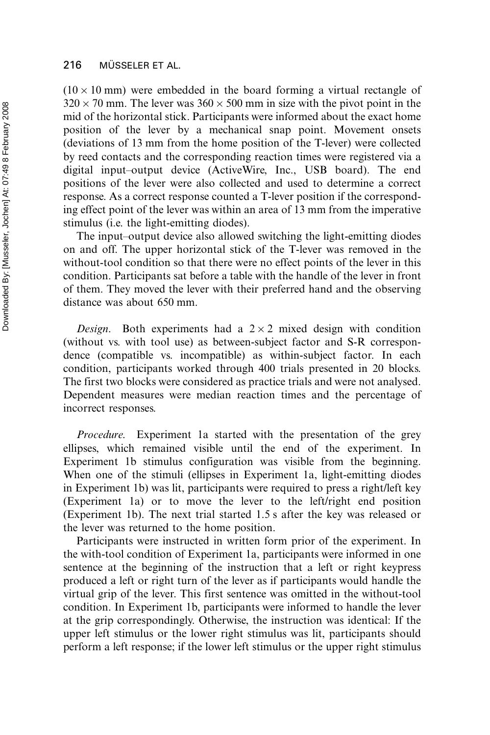($10 \times 10$ mm) were embedded in the board forming a virtual rectangle of $320 \times 70$ mm. The lever was $360 \times 500$ mm in size with the pivot point in the mid of the horizontal stick. Participants were informed about the exact home position of the lever by a mechanical snap point. Movement onsets (deviations of 13 mm from the home position of the T-lever) were collected by reed contacts and the corresponding reaction times were registered via a digital input–output device (ActiveWire, Inc., USB board). The end positions of the lever were also collected and used to determine a correct response. As a correct response counted a T-lever position if the corresponding effect point of the lever was within an area of 13 mm from the imperative stimulus (i.e. the light-emitting diodes).

The input–output device also allowed switching the light-emitting diodes on and off. The upper horizontal stick of the T-lever was removed in the without-tool condition so that there were no effect points of the lever in this condition. Participants sat before a table with the handle of the lever in front of them. They moved the lever with their preferred hand and the observing distance was about 650 mm.

*Design*. Both experiments had a $2 \times 2$ mixed design with condition (without vs. with tool use) as between-subject factor and S-R correspondence (compatible vs. incompatible) as within-subject factor. In each condition, participants worked through 400 trials presented in 20 blocks. The first two blocks were considered as practice trials and were not analysed. Dependent measures were median reaction times and the percentage of incorrect responses.

*Procedure*. Experiment 1a started with the presentation of the grey ellipses, which remained visible until the end of the experiment. In Experiment 1b stimulus configuration was visible from the beginning. When one of the stimuli (ellipses in Experiment 1a, light-emitting diodes in Experiment 1b) was lit, participants were required to press a right/left key (Experiment 1a) or to move the lever to the left/right end position (Experiment 1b). The next trial started 1.5 s after the key was released or the lever was returned to the home position.

Participants were instructed in written form prior of the experiment. In the with-tool condition of Experiment 1a, participants were informed in one sentence at the beginning of the instruction that a left or right keypress produced a left or right turn of the lever as if participants would handle the virtual grip of the lever. This first sentence was omitted in the without-tool condition. In Experiment 1b, participants were informed to handle the lever at the grip correspondingly. Otherwise, the instruction was identical: If the upper left stimulus or the lower right stimulus was lit, participants should perform a left response; if the lower left stimulus or the upper right stimulus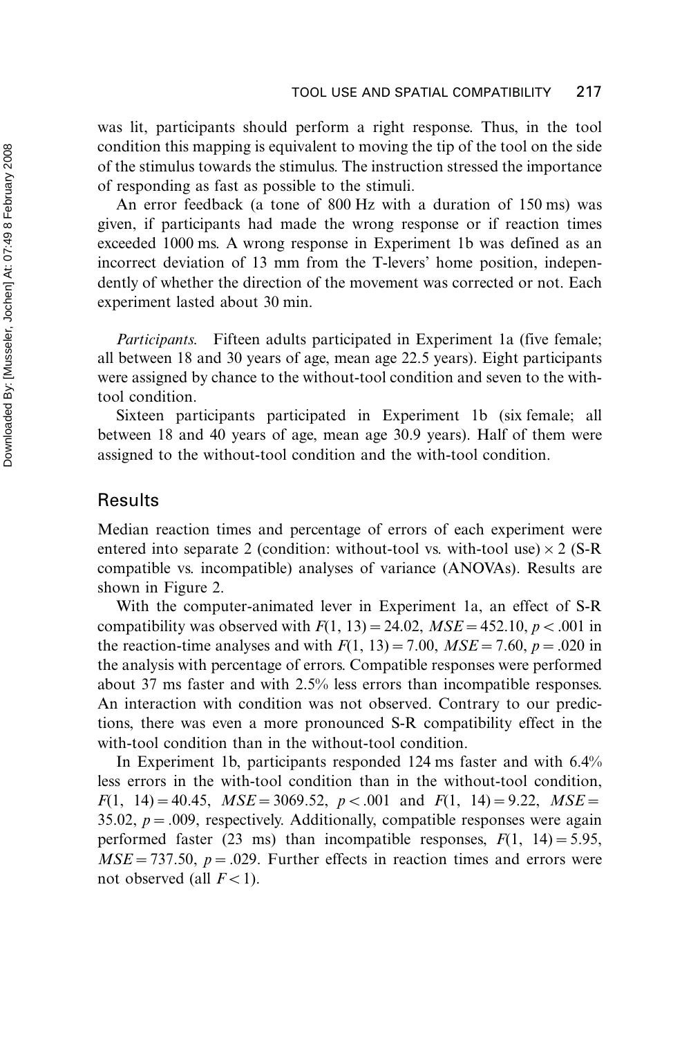was lit, participants should perform a right response. Thus, in the tool condition this mapping is equivalent to moving the tip of the tool on the side of the stimulus towards the stimulus. The instruction stressed the importance of responding as fast as possible to the stimuli.

An error feedback (a tone of 800 Hz with a duration of 150 ms) was given, if participants had made the wrong response or if reaction times exceeded 1000 ms. A wrong response in Experiment 1b was defined as an incorrect deviation of 13 mm from the T-levers' home position, independently of whether the direction of the movement was corrected or not. Each experiment lasted about 30 min.

*Participants.* Fifteen adults participated in Experiment 1a (five female; all between 18 and 30 years of age, mean age 22.5 years). Eight participants were assigned by chance to the without-tool condition and seven to the with-tool condition.

Sixteen participants participated in Experiment 1b (six female; all between 18 and 40 years of age, mean age 30.9 years). Half of them were assigned to the without-tool condition and the with-tool condition.

## Results

Median reaction times and percentage of errors of each experiment were entered into separate 2 (condition: without-tool vs. with-tool use) × 2 (S-R compatible vs. incompatible) analyses of variance (ANOVAs). Results are shown in Figure 2.

With the computer-animated lever in Experiment 1a, an effect of S-R compatibility was observed with $F(1, 13) = 24.02$, $MSE = 452.10$, $p < .001$ in the reaction-time analyses and with $F(1, 13) = 7.00$, $MSE = 7.60$, $p = .020$ in the analysis with percentage of errors. Compatible responses were performed about 37 ms faster and with 2.5% less errors than incompatible responses. An interaction with condition was not observed. Contrary to our predictions, there was even a more pronounced S-R compatibility effect in the with-tool condition than in the without-tool condition.

In Experiment 1b, participants responded 124 ms faster and with 6.4% less errors in the with-tool condition than in the without-tool condition, $F(1, 14) = 40.45$, $MSE = 3069.52$, $p < .001$ and $F(1, 14) = 9.22$, $MSE = 35.02$, $p = .009$, respectively. Additionally, compatible responses were again performed faster (23 ms) than incompatible responses, $F(1, 14) = 5.95$, $MSE = 737.50$, $p = .029$. Further effects in reaction times and errors were not observed (all $F < 1$).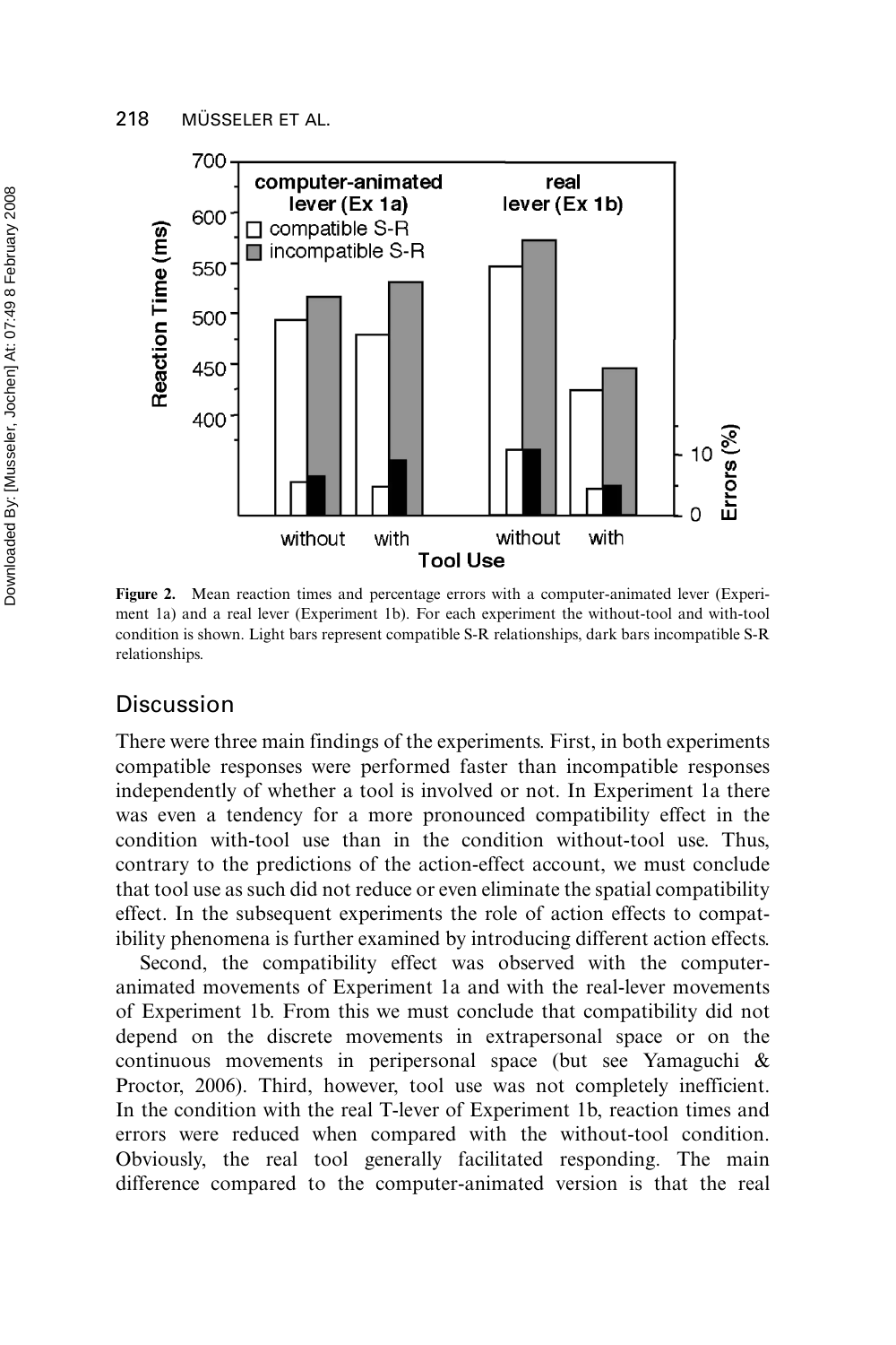**Figure 2.** Mean reaction times and percentage errors with a computer-animated lever (Experiment 1a) and a real lever (Experiment 1b). For each experiment the without-tool and with-tool condition is shown. Light bars represent compatible S-R relationships, dark bars incompatible S-R relationships.

## Discussion

There were three main findings of the experiments. First, in both experiments compatible responses were performed faster than incompatible responses independently of whether a tool is involved or not. In Experiment 1a there was even a tendency for a more pronounced compatibility effect in the condition with-tool use than in the condition without-tool use. Thus, contrary to the predictions of the action-effect account, we must conclude that tool use as such did not reduce or even eliminate the spatial compatibility effect. In the subsequent experiments the role of action effects to compatibility phenomena is further examined by introducing different action effects.

Second, the compatibility effect was observed with the computer-animated movements of Experiment 1a and with the real-lever movements of Experiment 1b. From this we must conclude that compatibility did not depend on the discrete movements in extrapersonal space or on the continuous movements in peripersonal space (but see Yamaguchi & Proctor, 2006). Third, however, tool use was not completely inefficient. In the condition with the real T-lever of Experiment 1b, reaction times and errors were reduced when compared with the without-tool condition. Obviously, the real tool generally facilitated responding. The main difference compared to the computer-animated version is that the real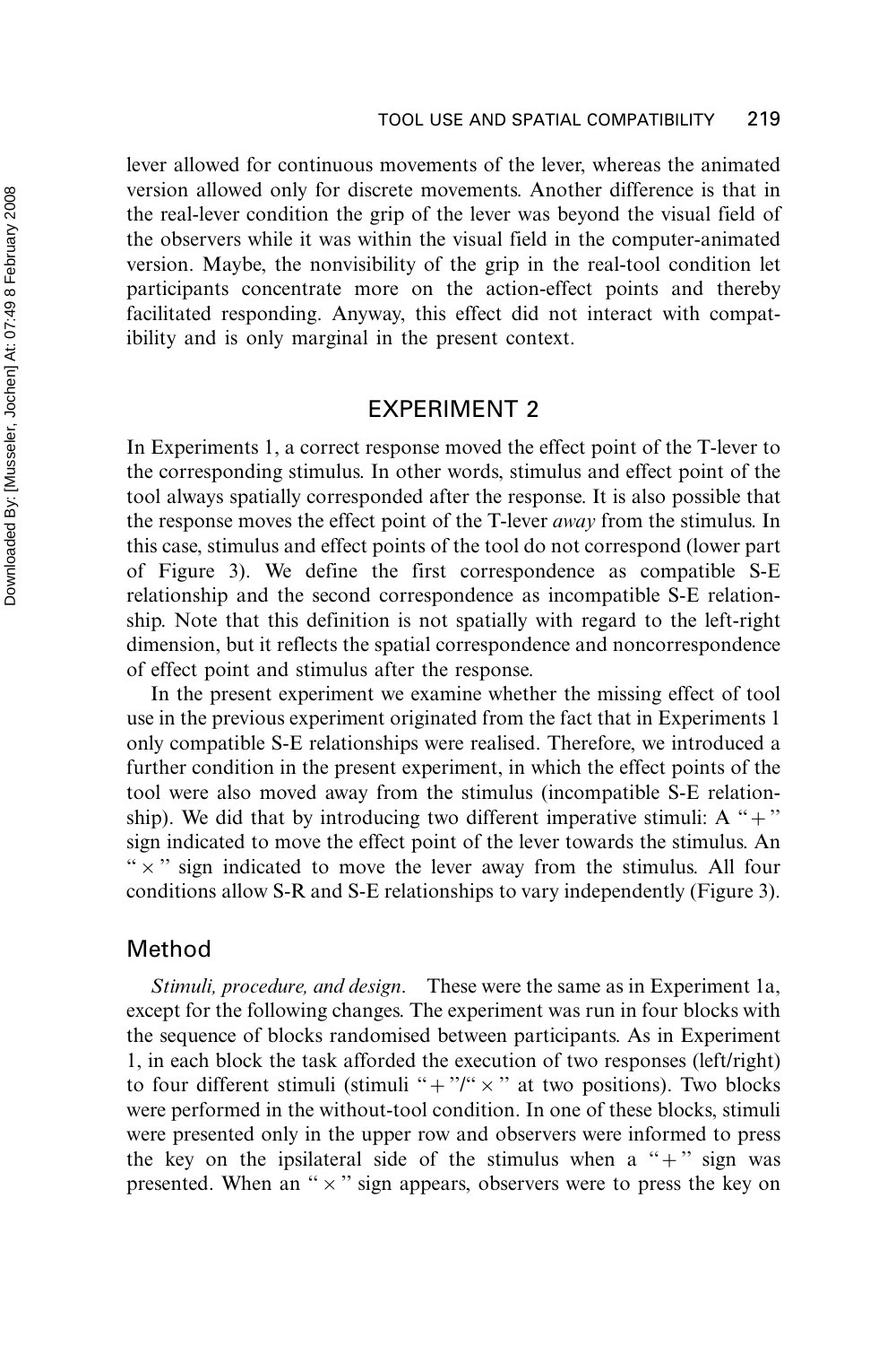lever allowed for continuous movements of the lever, whereas the animated version allowed only for discrete movements. Another difference is that in the real-lever condition the grip of the lever was beyond the visual field of the observers while it was within the visual field in the computer-animated version. Maybe, the nonvisibility of the grip in the real-tool condition let participants concentrate more on the action-effect points and thereby facilitated responding. Anyway, this effect did not interact with compatibility and is only marginal in the present context.

## EXPERIMENT 2

In Experiments 1, a correct response moved the effect point of the T-lever to the corresponding stimulus. In other words, stimulus and effect point of the tool always spatially corresponded after the response. It is also possible that the response moves the effect point of the T-lever *away* from the stimulus. In this case, stimulus and effect points of the tool do not correspond (lower part of Figure 3). We define the first correspondence as compatible S-E relationship and the second correspondence as incompatible S-E relationship. Note that this definition is not spatially with regard to the left-right dimension, but it reflects the spatial correspondence and noncorrespondence of effect point and stimulus after the response.

In the present experiment we examine whether the missing effect of tool use in the previous experiment originated from the fact that in Experiments 1 only compatible S-E relationships were realised. Therefore, we introduced a further condition in the present experiment, in which the effect points of the tool were also moved away from the stimulus (incompatible S-E relationship). We did that by introducing two different imperative stimuli: A "+" sign indicated to move the effect point of the lever towards the stimulus. An "×" sign indicated to move the lever away from the stimulus. All four conditions allow S-R and S-E relationships to vary independently (Figure 3).

### Method

*Stimuli, procedure, and design*. These were the same as in Experiment 1a, except for the following changes. The experiment was run in four blocks with the sequence of blocks randomised between participants. As in Experiment 1, in each block the task afforded the execution of two responses (left/right) to four different stimuli (stimuli "+"/"×" at two positions). Two blocks were performed in the without-tool condition. In one of these blocks, stimuli were presented only in the upper row and observers were informed to press the key on the ipsilateral side of the stimulus when a "+" sign was presented. When an "×" sign appears, observers were to press the key on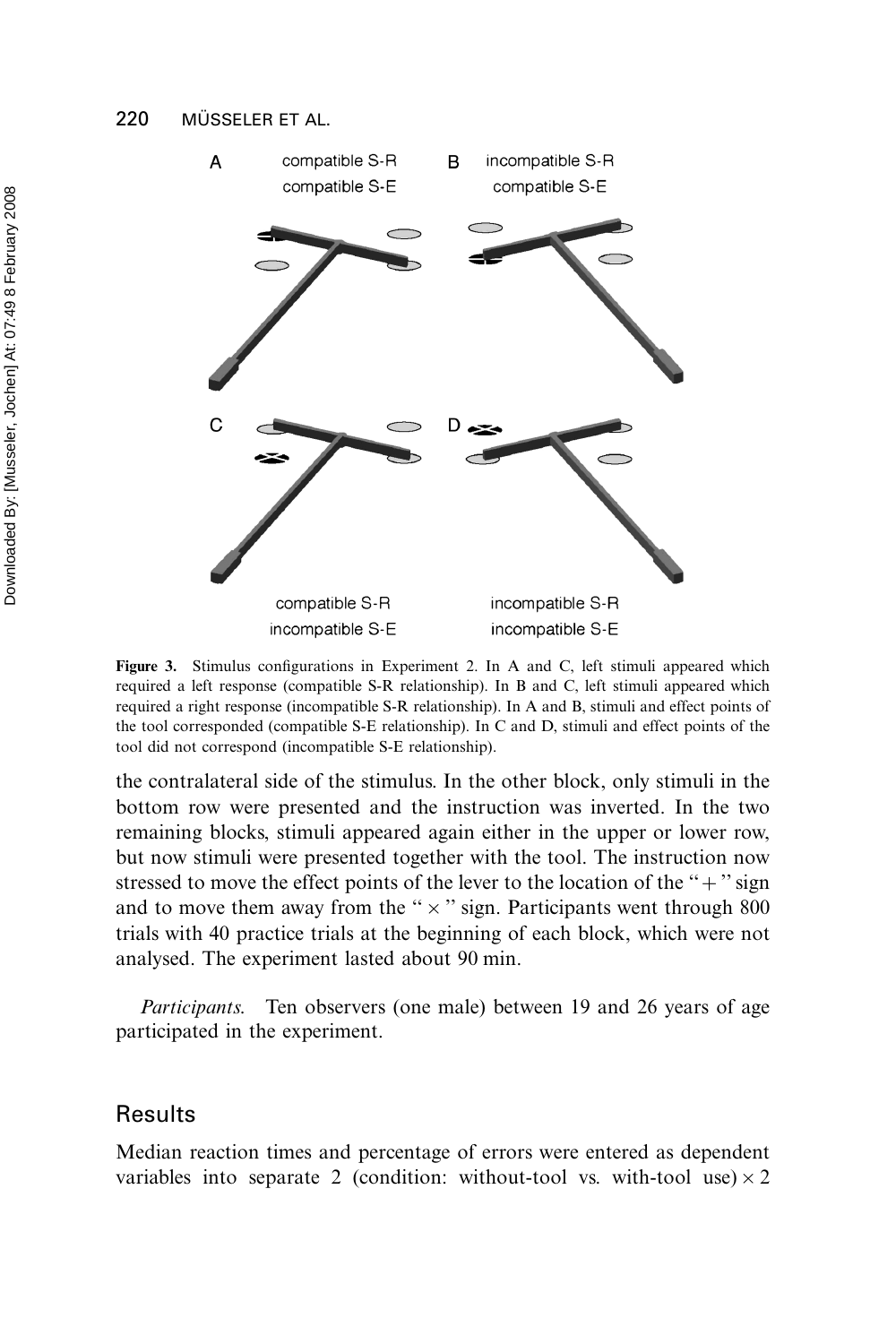A compatible S-R compatible S-E

B incompatible S-R compatible S-E

C

D

compatible S-R incompatible S-E

incompatible S-R incompatible S-E

**Figure 3.** Stimulus configurations in Experiment 2. In A and C, left stimuli appeared which required a left response (compatible S-R relationship). In B and C, left stimuli appeared which required a right response (incompatible S-R relationship). In A and B, stimuli and effect points of the tool corresponded (compatible S-E relationship). In C and D, stimuli and effect points of the tool did not correspond (incompatible S-E relationship).

the contralateral side of the stimulus. In the other block, only stimuli in the bottom row were presented and the instruction was inverted. In the two remaining blocks, stimuli appeared again either in the upper or lower row, but now stimuli were presented together with the tool. The instruction now stressed to move the effect points of the lever to the location of the "+" sign and to move them away from the "×" sign. Participants went through 800 trials with 40 practice trials at the beginning of each block, which were not analysed. The experiment lasted about 90 min.

*Participants.* Ten observers (one male) between 19 and 26 years of age participated in the experiment.

## Results

Median reaction times and percentage of errors were entered as dependent variables into separate 2 (condition: without-tool vs. with-tool use) × 2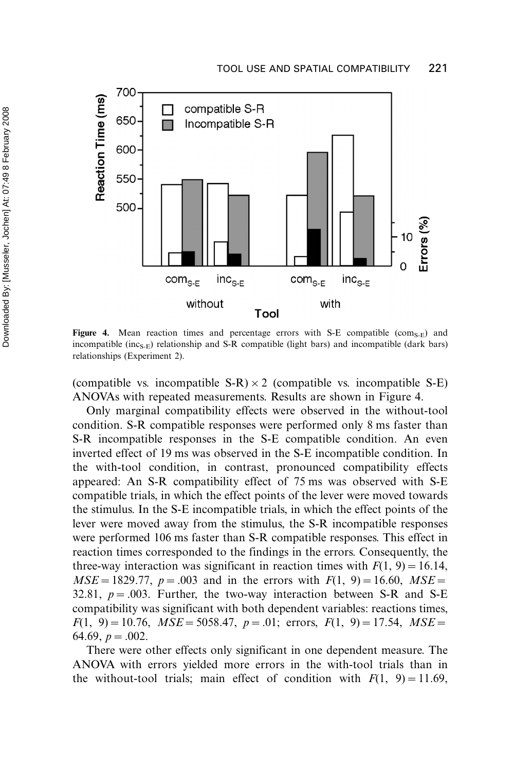Figure 4. Mean reaction times and percentage errors with S-E compatible ($com_{S-E}$) and incompatible ($inc_{S-E}$) relationship and S-R compatible (light bars) and incompatible (dark bars) relationships (Experiment 2).

(compatible vs. incompatible S-R) $\times$ 2 (compatible vs. incompatible S-E) ANOVAs with repeated measurements. Results are shown in Figure 4.

Only marginal compatibility effects were observed in the without-tool condition. S-R compatible responses were performed only 8 ms faster than S-R incompatible responses in the S-E compatible condition. An even inverted effect of 19 ms was observed in the S-E incompatible condition. In the with-tool condition, in contrast, pronounced compatibility effects appeared: An S-R compatibility effect of 75 ms was observed with S-E compatible trials, in which the effect points of the lever were moved towards the stimulus. In the S-E incompatible trials, in which the effect points of the lever were moved away from the stimulus, the S-R incompatible responses were performed 106 ms faster than S-R compatible responses. This effect in reaction times corresponded to the findings in the errors. Consequently, the three-way interaction was significant in reaction times with $F(1, 9) = 16.14$, $MSE = 1829.77$, $p = .003$ and in the errors with $F(1, 9) = 16.60$, $MSE = 32.81$, $p = .003$. Further, the two-way interaction between S-R and S-E compatibility was significant with both dependent variables: reactions times, $F(1, 9) = 10.76$, $MSE = 5058.47$, $p = .01$; errors, $F(1, 9) = 17.54$, $MSE = 64.69$, $p = .002$.

There were other effects only significant in one dependent measure. The ANOVA with errors yielded more errors in the with-tool trials than in the without-tool trials; main effect of condition with $F(1, 9) = 11.69$,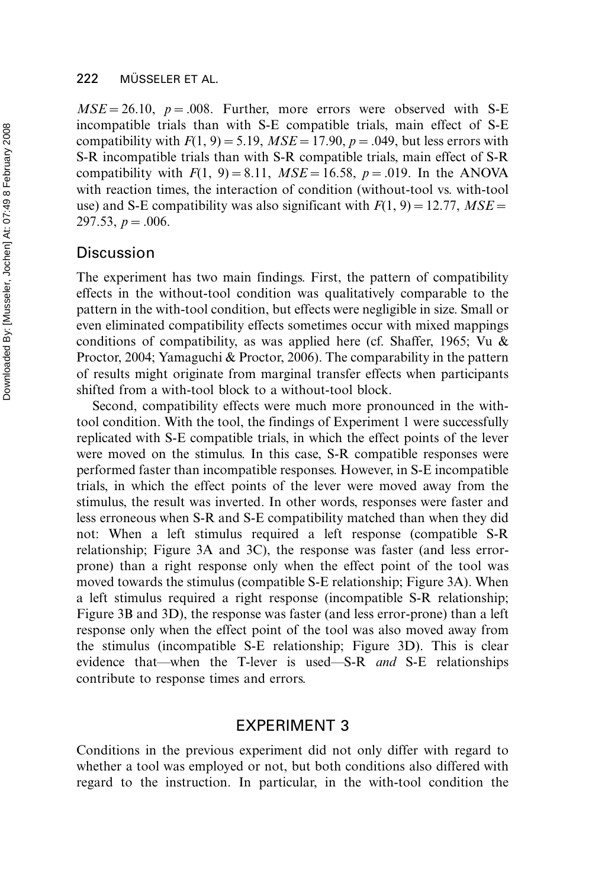$MSE = 26.10$, $p = .008$. Further, more errors were observed with S-E incompatible trials than with S-E compatible trials, main effect of S-E compatibility with $F(1, 9) = 5.19$, $MSE = 17.90$, $p = .049$, but less errors with S-R incompatible trials than with S-R compatible trials, main effect of S-R compatibility with $F(1, 9) = 8.11$, $MSE = 16.58$, $p = .019$. In the ANOVA with reaction times, the interaction of condition (without-tool vs. with-tool use) and S-E compatibility was also significant with $F(1, 9) = 12.77$, $MSE = 297.53$, $p = .006$.

## Discussion

The experiment has two main findings. First, the pattern of compatibility effects in the without-tool condition was qualitatively comparable to the pattern in the with-tool condition, but effects were negligible in size. Small or even eliminated compatibility effects sometimes occur with mixed mappings conditions of compatibility, as was applied here (cf. Shaffer, 1965; Vu & Proctor, 2004; Yamaguchi & Proctor, 2006). The comparability in the pattern of results might originate from marginal transfer effects when participants shifted from a with-tool block to a without-tool block.

Second, compatibility effects were much more pronounced in the with-tool condition. With the tool, the findings of Experiment 1 were successfully replicated with S-E compatible trials, in which the effect points of the lever were moved on the stimulus. In this case, S-R compatible responses were performed faster than incompatible responses. However, in S-E incompatible trials, in which the effect points of the lever were moved away from the stimulus, the result was inverted. In other words, responses were faster and less erroneous when S-R and S-E compatibility matched than when they did not: When a left stimulus required a left response (compatible S-R relationship; Figure 3A and 3C), the response was faster (and less error-prone) than a right response only when the effect point of the tool was moved towards the stimulus (compatible S-E relationship; Figure 3A). When a left stimulus required a right response (incompatible S-R relationship; Figure 3B and 3D), the response was faster (and less error-prone) than a left response only when the effect point of the tool was also moved away from the stimulus (incompatible S-E relationship; Figure 3D). This is clear evidence that—when the T-lever is used—S-R *and* S-E relationships contribute to response times and errors.

# EXPERIMENT 3

Conditions in the previous experiment did not only differ with regard to whether a tool was employed or not, but both conditions also differed with regard to the instruction. In particular, in the with-tool condition the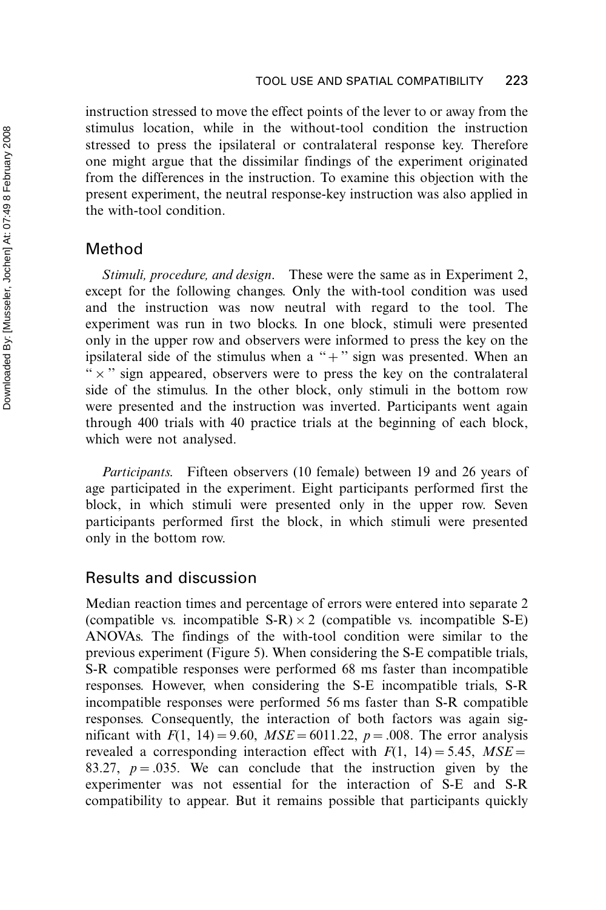instruction stressed to move the effect points of the lever to or away from the stimulus location, while in the without-tool condition the instruction stressed to press the ipsilateral or contralateral response key. Therefore one might argue that the dissimilar findings of the experiment originated from the differences in the instruction. To examine this objection with the present experiment, the neutral response-key instruction was also applied in the with-tool condition.

## Method

*Stimuli, procedure, and design*. These were the same as in Experiment 2, except for the following changes. Only the with-tool condition was used and the instruction was now neutral with regard to the tool. The experiment was run in two blocks. In one block, stimuli were presented only in the upper row and observers were informed to press the key on the ipsilateral side of the stimulus when a "+" sign was presented. When an "×" sign appeared, observers were to press the key on the contralateral side of the stimulus. In the other block, only stimuli in the bottom row were presented and the instruction was inverted. Participants went again through 400 trials with 40 practice trials at the beginning of each block, which were not analysed.

*Participants*. Fifteen observers (10 female) between 19 and 26 years of age participated in the experiment. Eight participants performed first the block, in which stimuli were presented only in the upper row. Seven participants performed first the block, in which stimuli were presented only in the bottom row.

## Results and discussion

Median reaction times and percentage of errors were entered into separate 2 (compatible vs. incompatible S-R) × 2 (compatible vs. incompatible S-E) ANOVAs. The findings of the with-tool condition were similar to the previous experiment (Figure 5). When considering the S-E compatible trials, S-R compatible responses were performed 68 ms faster than incompatible responses. However, when considering the S-E incompatible trials, S-R incompatible responses were performed 56 ms faster than S-R compatible responses. Consequently, the interaction of both factors was again significant with $F(1, 14) = 9.60$, $MSE = 6011.22$, $p = .008$. The error analysis revealed a corresponding interaction effect with $F(1, 14) = 5.45$, $MSE = 83.27$, $p = .035$. We can conclude that the instruction given by the experimenter was not essential for the interaction of S-E and S-R compatibility to appear. But it remains possible that participants quickly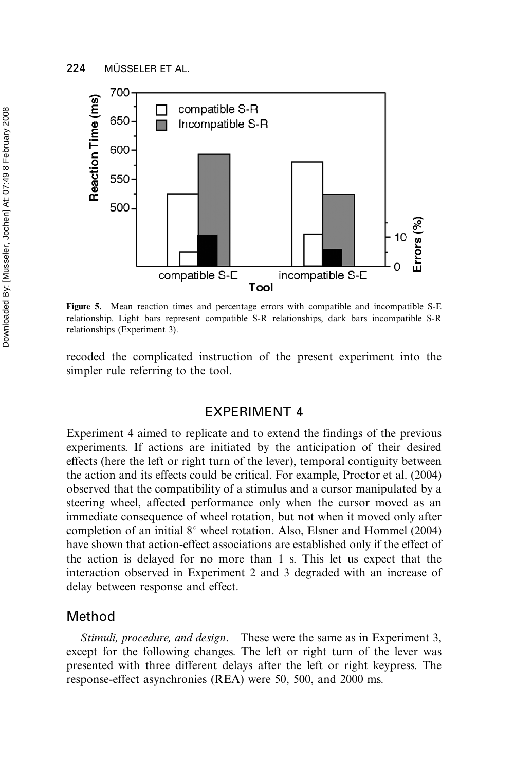**Figure 5.** Mean reaction times and percentage errors with compatible and incompatible S-E relationship. Light bars represent compatible S-R relationships, dark bars incompatible S-R relationships (Experiment 3).

recoded the complicated instruction of the present experiment into the simpler rule referring to the tool.

## EXPERIMENT 4

Experiment 4 aimed to replicate and to extend the findings of the previous experiments. If actions are initiated by the anticipation of their desired effects (here the left or right turn of the lever), temporal contiguity between the action and its effects could be critical. For example, Proctor et al. (2004) observed that the compatibility of a stimulus and a cursor manipulated by a steering wheel, affected performance only when the cursor moved as an immediate consequence of wheel rotation, but not when it moved only after completion of an initial 8° wheel rotation. Also, Elsner and Hommel (2004) have shown that action-effect associations are established only if the effect of the action is delayed for no more than 1 s. This let us expect that the interaction observed in Experiment 2 and 3 degraded with an increase of delay between response and effect.

### Method

*Stimuli, procedure, and design*. These were the same as in Experiment 3, except for the following changes. The left or right turn of the lever was presented with three different delays after the left or right keypress. The response-effect asynchronies (REA) were 50, 500, and 2000 ms.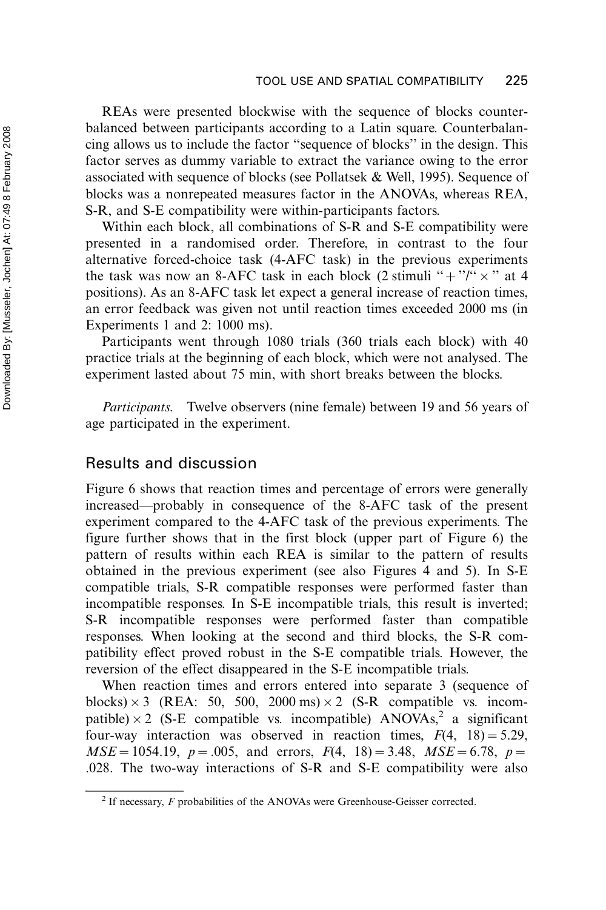REAs were presented blockwise with the sequence of blocks counterbalanced between participants according to a Latin square. Counterbalancing allows us to include the factor "sequence of blocks" in the design. This factor serves as dummy variable to extract the variance owing to the error associated with sequence of blocks (see Pollatsek & Well, 1995). Sequence of blocks was a nonrepeated measures factor in the ANOVAs, whereas REA, S-R, and S-E compatibility were within-participants factors.

Within each block, all combinations of S-R and S-E compatibility were presented in a randomised order. Therefore, in contrast to the four alternative forced-choice task (4-AFC task) in the previous experiments the task was now an 8-AFC task in each block (2 stimuli "+"/"×" at 4 positions). As an 8-AFC task let expect a general increase of reaction times, an error feedback was given not until reaction times exceeded 2000 ms (in Experiments 1 and 2: 1000 ms).

Participants went through 1080 trials (360 trials each block) with 40 practice trials at the beginning of each block, which were not analysed. The experiment lasted about 75 min, with short breaks between the blocks.

*Participants.* Twelve observers (nine female) between 19 and 56 years of age participated in the experiment.

## Results and discussion

Figure 6 shows that reaction times and percentage of errors were generally increased—probably in consequence of the 8-AFC task of the present experiment compared to the 4-AFC task of the previous experiments. The figure further shows that in the first block (upper part of Figure 6) the pattern of results within each REA is similar to the pattern of results obtained in the previous experiment (see also Figures 4 and 5). In S-E compatible trials, S-R compatible responses were performed faster than incompatible responses. In S-E incompatible trials, this result is inverted; S-R incompatible responses were performed faster than compatible responses. When looking at the second and third blocks, the S-R compatibility effect proved robust in the S-E compatible trials. However, the reversion of the effect disappeared in the S-E incompatible trials.

When reaction times and errors entered into separate 3 (sequence of blocks) $\times$ 3 (REA: 50, 500, 2000 ms) $\times$ 2 (S-R compatible vs. incompatible) $\times$ 2 (S-E compatible vs. incompatible) ANOVAs,[2] a significant four-way interaction was observed in reaction times, $F(4, 18) = 5.29$, $MSE = 1054.19$, $p = .005$, and errors, $F(4, 18) = 3.48$, $MSE = 6.78$, $p = .028$. The two-way interactions of S-R and S-E compatibility were also

[2] If necessary, $F$ probabilities of the ANOVAs were Greenhouse-Geisser corrected.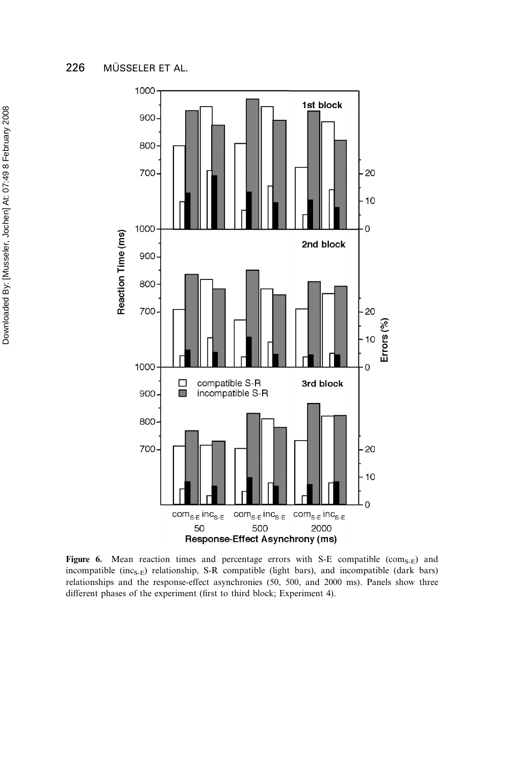**Figure 6.** Mean reaction times and percentage errors with S-E compatible ($com_{S-E}$) and incompatible ($inc_{S-E}$) relationship, S-R compatible (light bars), and incompatible (dark bars) relationships and the response-effect asynchronies (50, 500, and 2000 ms). Panels show three different phases of the experiment (first to third block; Experiment 4).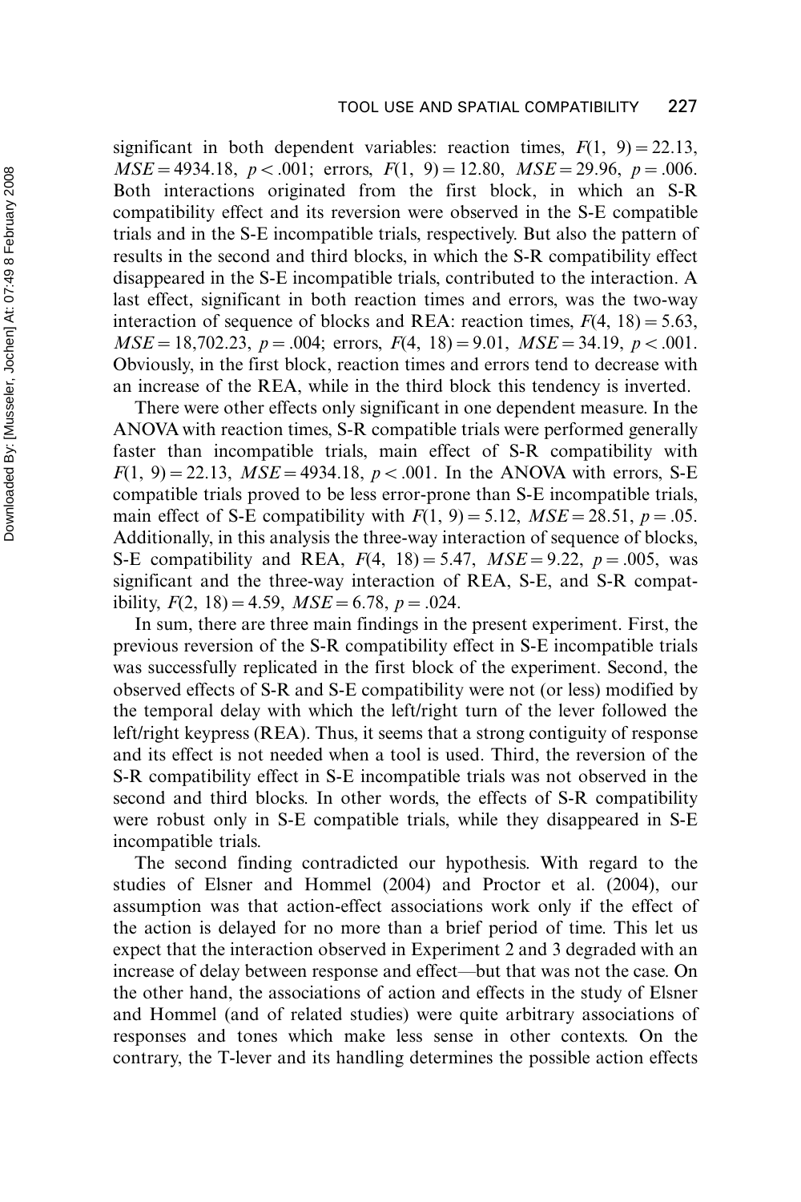significant in both dependent variables: reaction times, $F(1, 9) = 22.13$, $MSE = 4934.18$, $p < .001$; errors, $F(1, 9) = 12.80$, $MSE = 29.96$, $p = .006$. Both interactions originated from the first block, in which an S-R compatibility effect and its reversion were observed in the S-E compatible trials and in the S-E incompatible trials, respectively. But also the pattern of results in the second and third blocks, in which the S-R compatibility effect disappeared in the S-E incompatible trials, contributed to the interaction. A last effect, significant in both reaction times and errors, was the two-way interaction of sequence of blocks and REA: reaction times, $F(4, 18) = 5.63$, $MSE = 18{,}702.23$, $p = .004$; errors, $F(4, 18) = 9.01$, $MSE = 34.19$, $p < .001$. Obviously, in the first block, reaction times and errors tend to decrease with an increase of the REA, while in the third block this tendency is inverted.

There were other effects only significant in one dependent measure. In the ANOVA with reaction times, S-R compatible trials were performed generally faster than incompatible trials, main effect of S-R compatibility with $F(1, 9) = 22.13$, $MSE = 4934.18$, $p < .001$. In the ANOVA with errors, S-E compatible trials proved to be less error-prone than S-E incompatible trials, main effect of S-E compatibility with $F(1, 9) = 5.12$, $MSE = 28.51$, $p = .05$. Additionally, in this analysis the three-way interaction of sequence of blocks, S-E compatibility and REA, $F(4, 18) = 5.47$, $MSE = 9.22$, $p = .005$, was significant and the three-way interaction of REA, S-E, and S-R compatibility, $F(2, 18) = 4.59$, $MSE = 6.78$, $p = .024$.

In sum, there are three main findings in the present experiment. First, the previous reversion of the S-R compatibility effect in S-E incompatible trials was successfully replicated in the first block of the experiment. Second, the observed effects of S-R and S-E compatibility were not (or less) modified by the temporal delay with which the left/right turn of the lever followed the left/right keypress (REA). Thus, it seems that a strong contiguity of response and its effect is not needed when a tool is used. Third, the reversion of the S-R compatibility effect in S-E incompatible trials was not observed in the second and third blocks. In other words, the effects of S-R compatibility were robust only in S-E compatible trials, while they disappeared in S-E incompatible trials.

The second finding contradicted our hypothesis. With regard to the studies of Elsner and Hommel (2004) and Proctor et al. (2004), our assumption was that action-effect associations work only if the effect of the action is delayed for no more than a brief period of time. This let us expect that the interaction observed in Experiment 2 and 3 degraded with an increase of delay between response and effect—but that was not the case. On the other hand, the associations of action and effects in the study of Elsner and Hommel (and of related studies) were quite arbitrary associations of responses and tones which make less sense in other contexts. On the contrary, the T-lever and its handling determines the possible action effects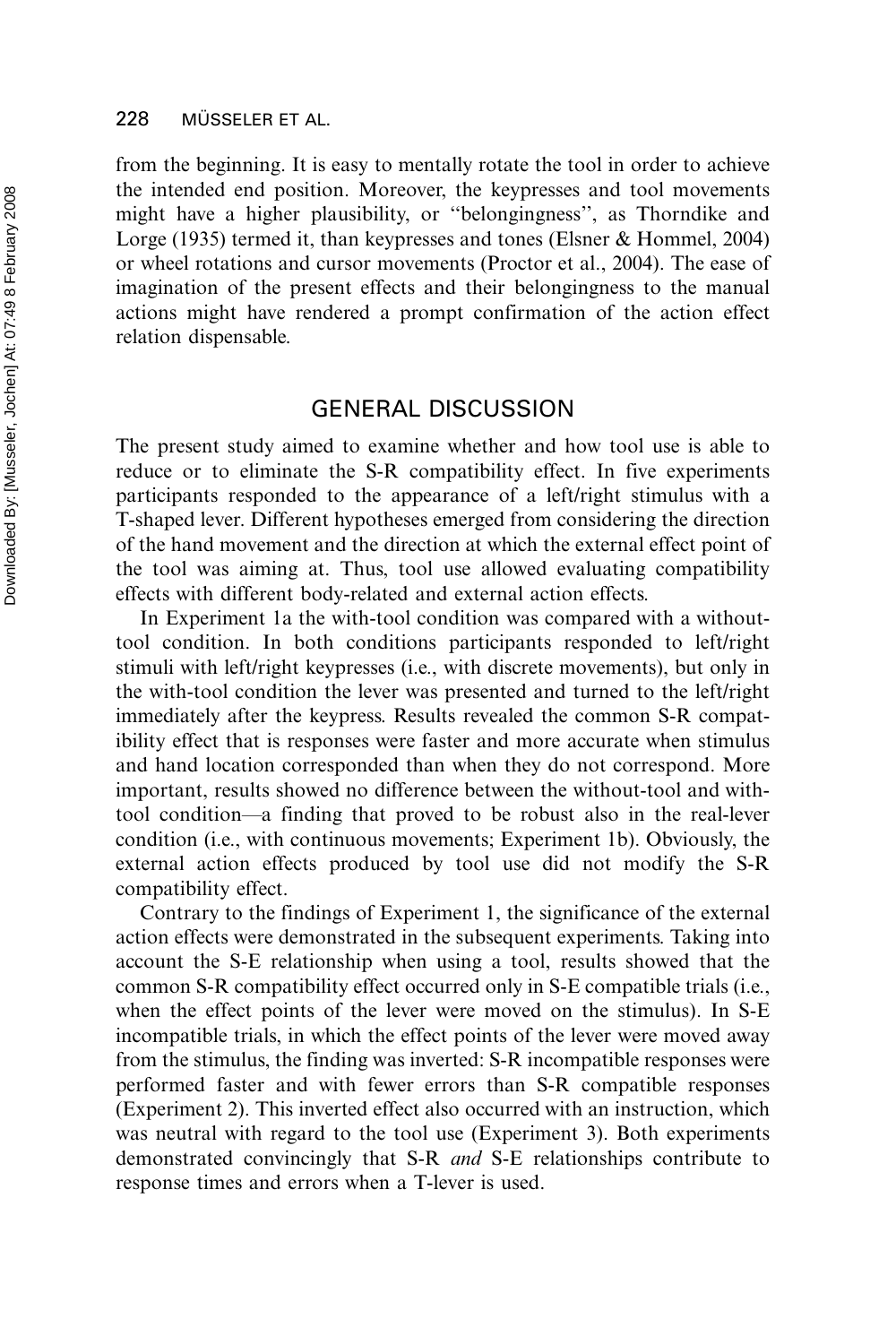from the beginning. It is easy to mentally rotate the tool in order to achieve the intended end position. Moreover, the keypresses and tool movements might have a higher plausibility, or "belongingness", as Thorndike and Lorge (1935) termed it, than keypresses and tones (Elsner & Hommel, 2004) or wheel rotations and cursor movements (Proctor et al., 2004). The ease of imagination of the present effects and their belongingness to the manual actions might have rendered a prompt confirmation of the action effect relation dispensable.

## GENERAL DISCUSSION

The present study aimed to examine whether and how tool use is able to reduce or to eliminate the S-R compatibility effect. In five experiments participants responded to the appearance of a left/right stimulus with a T-shaped lever. Different hypotheses emerged from considering the direction of the hand movement and the direction at which the external effect point of the tool was aiming at. Thus, tool use allowed evaluating compatibility effects with different body-related and external action effects.

In Experiment 1a the with-tool condition was compared with a without-tool condition. In both conditions participants responded to left/right stimuli with left/right keypresses (i.e., with discrete movements), but only in the with-tool condition the lever was presented and turned to the left/right immediately after the keypress. Results revealed the common S-R compatibility effect that is responses were faster and more accurate when stimulus and hand location corresponded than when they do not correspond. More important, results showed no difference between the without-tool and with-tool condition—a finding that proved to be robust also in the real-lever condition (i.e., with continuous movements; Experiment 1b). Obviously, the external action effects produced by tool use did not modify the S-R compatibility effect.

Contrary to the findings of Experiment 1, the significance of the external action effects were demonstrated in the subsequent experiments. Taking into account the S-E relationship when using a tool, results showed that the common S-R compatibility effect occurred only in S-E compatible trials (i.e., when the effect points of the lever were moved on the stimulus). In S-E incompatible trials, in which the effect points of the lever were moved away from the stimulus, the finding was inverted: S-R incompatible responses were performed faster and with fewer errors than S-R compatible responses (Experiment 2). This inverted effect also occurred with an instruction, which was neutral with regard to the tool use (Experiment 3). Both experiments demonstrated convincingly that S-R *and* S-E relationships contribute to response times and errors when a T-lever is used.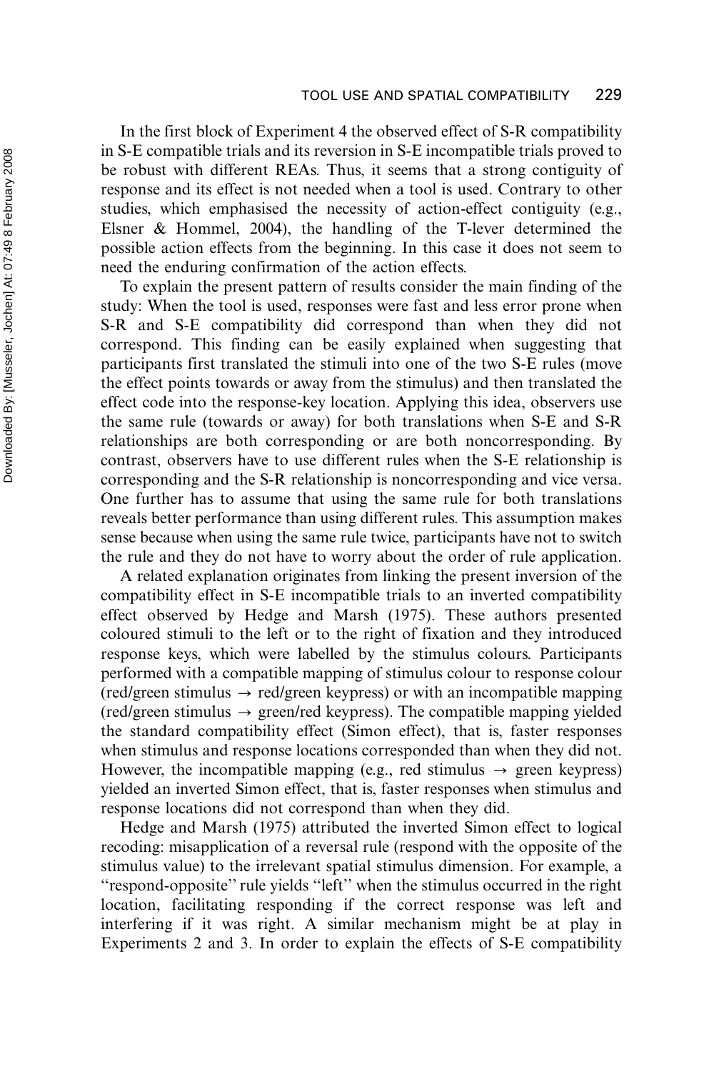In the first block of Experiment 4 the observed effect of S-R compatibility in S-E compatible trials and its reversion in S-E incompatible trials proved to be robust with different REAs. Thus, it seems that a strong contiguity of response and its effect is not needed when a tool is used. Contrary to other studies, which emphasised the necessity of action-effect contiguity (e.g., Elsner & Hommel, 2004), the handling of the T-lever determined the possible action effects from the beginning. In this case it does not seem to need the enduring confirmation of the action effects.

To explain the present pattern of results consider the main finding of the study: When the tool is used, responses were fast and less error prone when S-R and S-E compatibility did correspond than when they did not correspond. This finding can be easily explained when suggesting that participants first translated the stimuli into one of the two S-E rules (move the effect points towards or away from the stimulus) and then translated the effect code into the response-key location. Applying this idea, observers use the same rule (towards or away) for both translations when S-E and S-R relationships are both corresponding or are both noncorresponding. By contrast, observers have to use different rules when the S-E relationship is corresponding and the S-R relationship is noncorresponding and vice versa. One further has to assume that using the same rule for both translations reveals better performance than using different rules. This assumption makes sense because when using the same rule twice, participants have not to switch the rule and they do not have to worry about the order of rule application.

A related explanation originates from linking the present inversion of the compatibility effect in S-E incompatible trials to an inverted compatibility effect observed by Hedge and Marsh (1975). These authors presented coloured stimuli to the left or to the right of fixation and they introduced response keys, which were labelled by the stimulus colours. Participants performed with a compatible mapping of stimulus colour to response colour (red/green stimulus → red/green keypress) or with an incompatible mapping (red/green stimulus → green/red keypress). The compatible mapping yielded the standard compatibility effect (Simon effect), that is, faster responses when stimulus and response locations corresponded than when they did not. However, the incompatible mapping (e.g., red stimulus → green keypress) yielded an inverted Simon effect, that is, faster responses when stimulus and response locations did not correspond than when they did.

Hedge and Marsh (1975) attributed the inverted Simon effect to logical recoding: misapplication of a reversal rule (respond with the opposite of the stimulus value) to the irrelevant spatial stimulus dimension. For example, a "respond-opposite" rule yields "left" when the stimulus occurred in the right location, facilitating responding if the correct response was left and interfering if it was right. A similar mechanism might be at play in Experiments 2 and 3. In order to explain the effects of S-E compatibility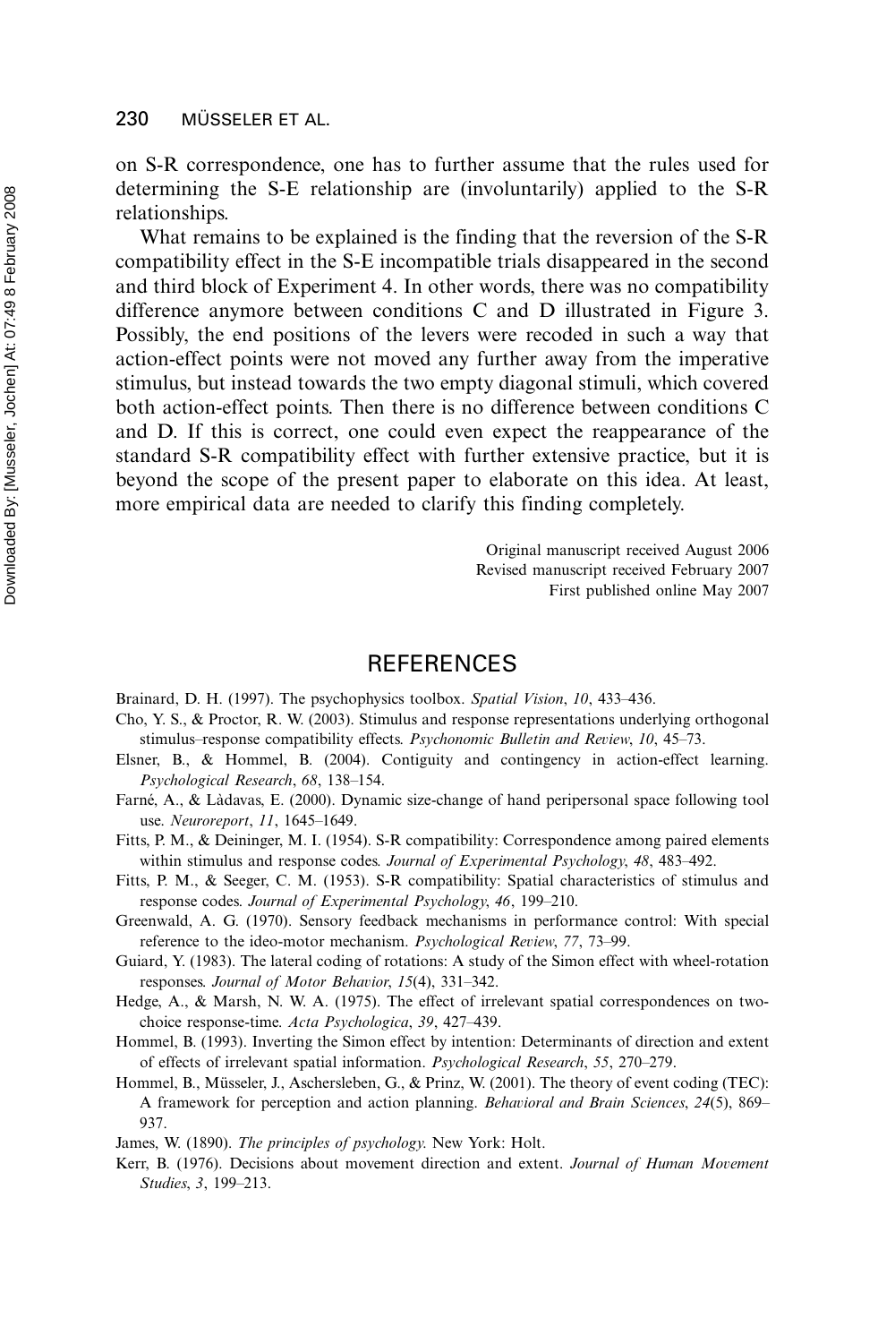on S-R correspondence, one has to further assume that the rules used for determining the S-E relationship are (involuntarily) applied to the S-R relationships.

What remains to be explained is the finding that the reversion of the S-R compatibility effect in the S-E incompatible trials disappeared in the second and third block of Experiment 4. In other words, there was no compatibility difference anymore between conditions C and D illustrated in Figure 3. Possibly, the end positions of the levers were recoded in such a way that action-effect points were not moved any further away from the imperative stimulus, but instead towards the two empty diagonal stimuli, which covered both action-effect points. Then there is no difference between conditions C and D. If this is correct, one could even expect the reappearance of the standard S-R compatibility effect with further extensive practice, but it is beyond the scope of the present paper to elaborate on this idea. At least, more empirical data are needed to clarify this finding completely.

Original manuscript received August 2006
Revised manuscript received February 2007
First published online May 2007

## REFERENCES

Brainard, D. H. (1997). The psychophysics toolbox. *Spatial Vision*, *10*, 433–436.

Cho, Y. S., & Proctor, R. W. (2003). Stimulus and response representations underlying orthogonal stimulus–response compatibility effects. *Psychonomic Bulletin and Review*, *10*, 45–73.

Elsner, B., & Hommel, B. (2004). Contiguity and contingency in action-effect learning. *Psychological Research*, *68*, 138–154.

Farné, A., & Làdavas, E. (2000). Dynamic size-change of hand peripersonal space following tool use. *Neuroreport*, *11*, 1645–1649.

Fitts, P. M., & Deininger, M. I. (1954). S-R compatibility: Correspondence among paired elements within stimulus and response codes. *Journal of Experimental Psychology*, *48*, 483–492.

Fitts, P. M., & Seeger, C. M. (1953). S-R compatibility: Spatial characteristics of stimulus and response codes. *Journal of Experimental Psychology*, *46*, 199–210.

Greenwald, A. G. (1970). Sensory feedback mechanisms in performance control: With special reference to the ideo-motor mechanism. *Psychological Review*, *77*, 73–99.

Guiard, Y. (1983). The lateral coding of rotations: A study of the Simon effect with wheel-rotation responses. *Journal of Motor Behavior*, *15*(4), 331–342.

Hedge, A., & Marsh, N. W. A. (1975). The effect of irrelevant spatial correspondences on two-choice response-time. *Acta Psychologica*, *39*, 427–439.

Hommel, B. (1993). Inverting the Simon effect by intention: Determinants of direction and extent of effects of irrelevant spatial information. *Psychological Research*, *55*, 270–279.

Hommel, B., Müsseler, J., Aschersleben, G., & Prinz, W. (2001). The theory of event coding (TEC): A framework for perception and action planning. *Behavioral and Brain Sciences*, *24*(5), 869–937.

James, W. (1890). *The principles of psychology.* New York: Holt.

Kerr, B. (1976). Decisions about movement direction and extent. *Journal of Human Movement Studies*, *3*, 199–213.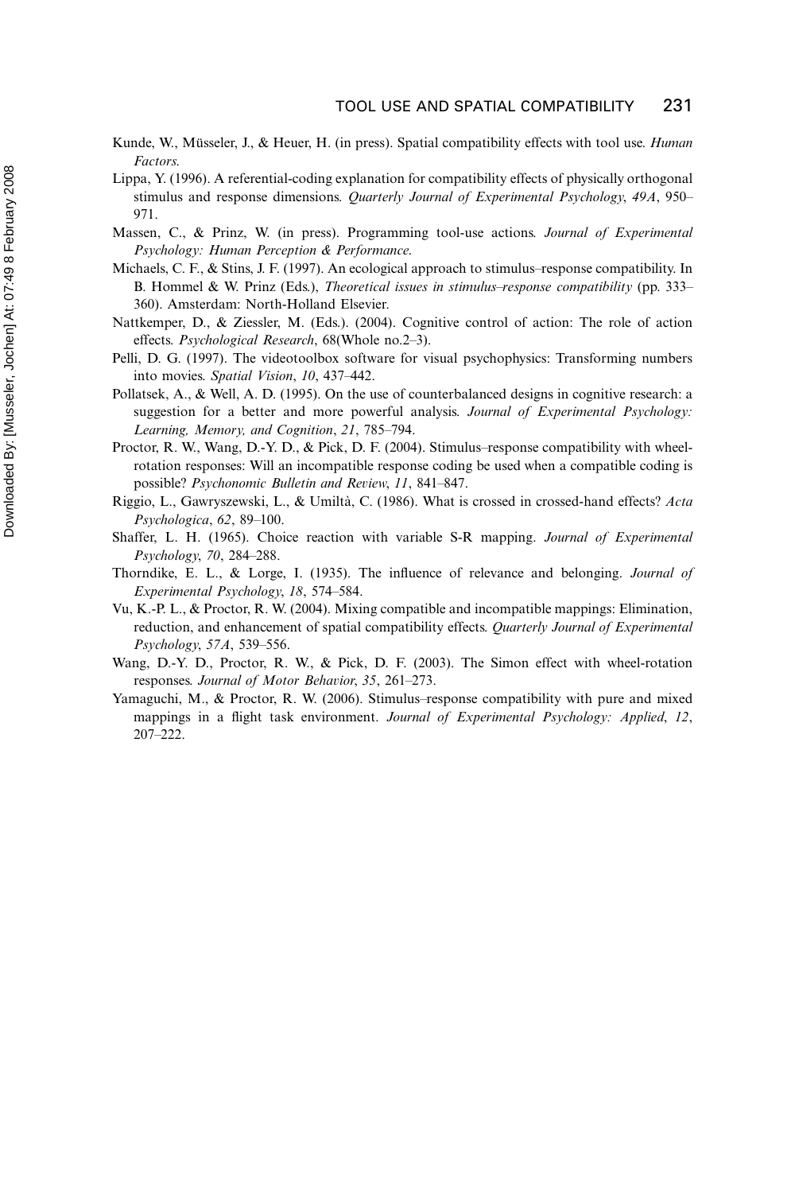Kunde, W., Müsseler, J., & Heuer, H. (in press). Spatial compatibility effects with tool use. *Human Factors*.

Lippa, Y. (1996). A referential-coding explanation for compatibility effects of physically orthogonal stimulus and response dimensions. *Quarterly Journal of Experimental Psychology*, *49A*, 950–971.

Massen, C., & Prinz, W. (in press). Programming tool-use actions. *Journal of Experimental Psychology: Human Perception & Performance*.

Michaels, C. F., & Stins, J. F. (1997). An ecological approach to stimulus–response compatibility. In B. Hommel & W. Prinz (Eds.), *Theoretical issues in stimulus–response compatibility* (pp. 333–360). Amsterdam: North-Holland Elsevier.

Nattkemper, D., & Ziessler, M. (Eds.). (2004). Cognitive control of action: The role of action effects. *Psychological Research*, 68(Whole no.2–3).

Pelli, D. G. (1997). The videotoolbox software for visual psychophysics: Transforming numbers into movies. *Spatial Vision*, *10*, 437–442.

Pollatsek, A., & Well, A. D. (1995). On the use of counterbalanced designs in cognitive research: a suggestion for a better and more powerful analysis. *Journal of Experimental Psychology: Learning, Memory, and Cognition*, *21*, 785–794.

Proctor, R. W., Wang, D.-Y. D., & Pick, D. F. (2004). Stimulus–response compatibility with wheel-rotation responses: Will an incompatible response coding be used when a compatible coding is possible? *Psychonomic Bulletin and Review*, *11*, 841–847.

Riggio, L., Gawryszewski, L., & Umiltà, C. (1986). What is crossed in crossed-hand effects? *Acta Psychologica*, *62*, 89–100.

Shaffer, L. H. (1965). Choice reaction with variable S-R mapping. *Journal of Experimental Psychology*, *70*, 284–288.

Thorndike, E. L., & Lorge, I. (1935). The influence of relevance and belonging. *Journal of Experimental Psychology*, *18*, 574–584.

Vu, K.-P. L., & Proctor, R. W. (2004). Mixing compatible and incompatible mappings: Elimination, reduction, and enhancement of spatial compatibility effects. *Quarterly Journal of Experimental Psychology*, *57A*, 539–556.

Wang, D.-Y. D., Proctor, R. W., & Pick, D. F. (2003). The Simon effect with wheel-rotation responses. *Journal of Motor Behavior*, *35*, 261–273.

Yamaguchi, M., & Proctor, R. W. (2006). Stimulus–response compatibility with pure and mixed mappings in a flight task environment. *Journal of Experimental Psychology: Applied*, *12*, 207–222.